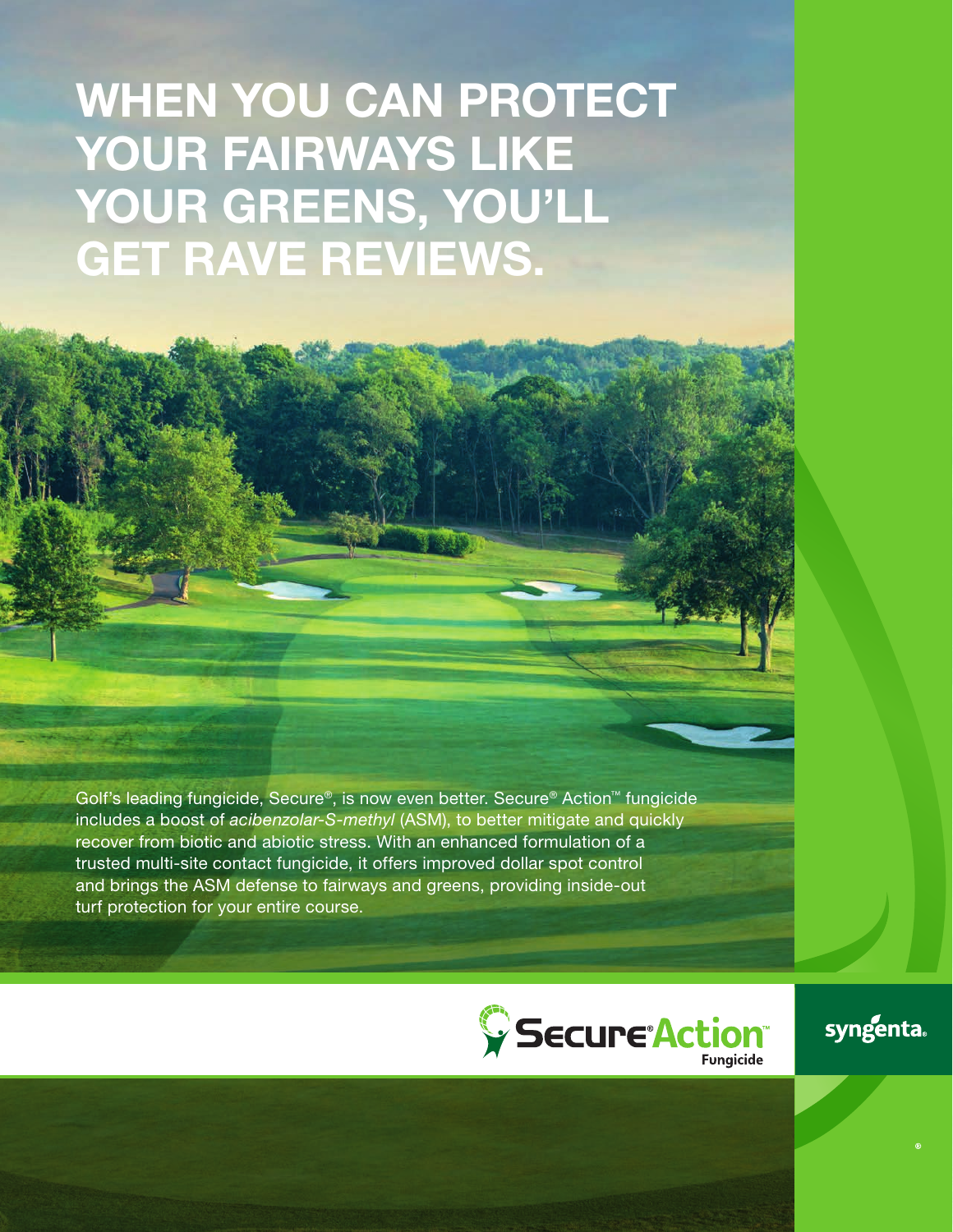# WHEN YOU CAN PROTECT YOUR FAIRWAYS LIKE YOUR GREENS, YOU'LL GET RAVE REVIEWS.

Golf's leading fungicide, Secure®, is now even better. Secure® Action™ fungicide includes a boost of *acibenzolar-S-methyl* (ASM), to better mitigate and quickly recover from biotic and abiotic stress. With an enhanced formulation of a trusted multi-site contact fungicide, it offers improved dollar spot control and brings the ASM defense to fairways and greens, providing inside-out turf protection for your entire course.

Secure® Action™ Fungicide

syngenta®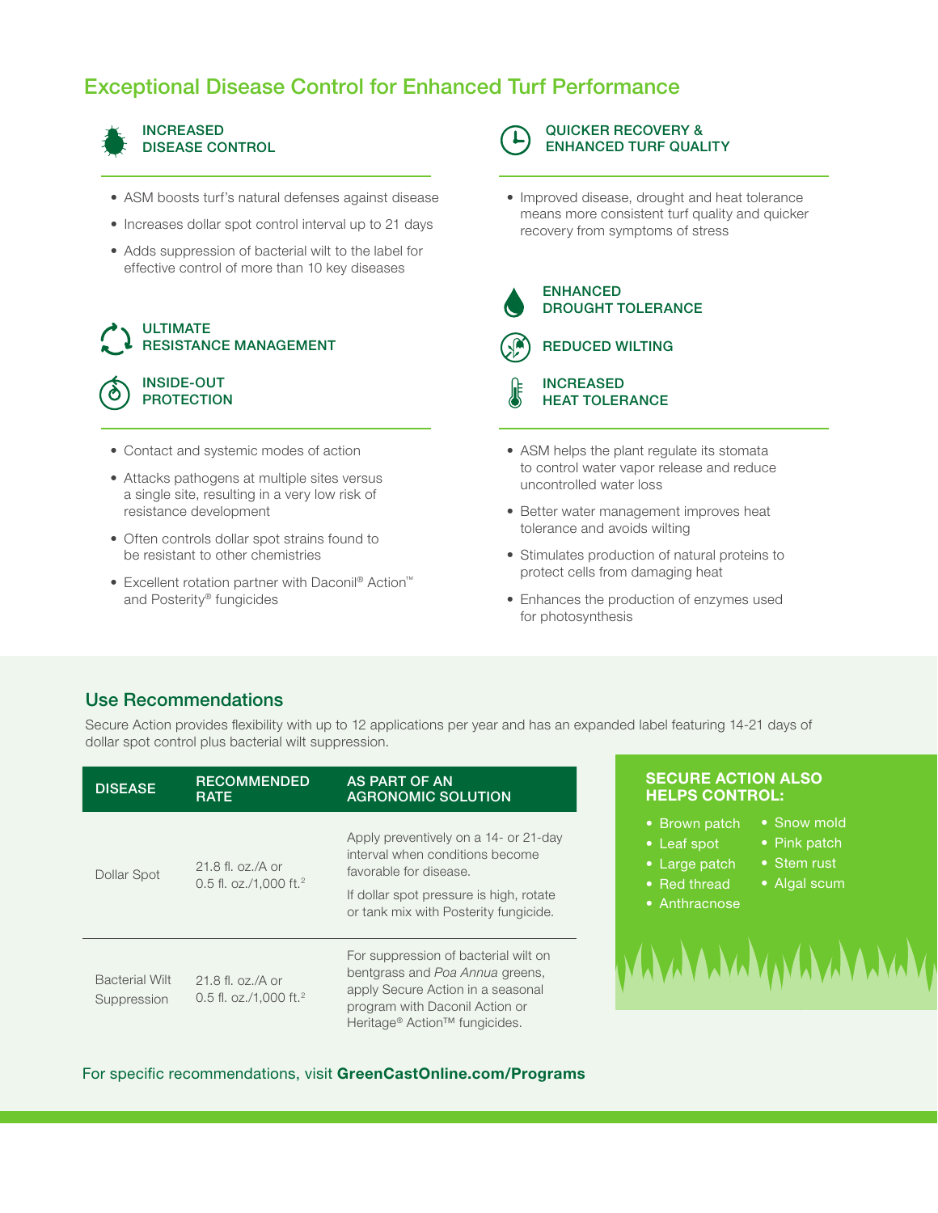## Exceptional Disease Control for Enhanced Turf Performance

### INCREASED DISEASE CONTROL

- ASM boosts turf's natural defenses against disease
- Increases dollar spot control interval up to 21 days
- Adds suppression of bacterial wilt to the label for effective control of more than 10 key diseases

### ULTIMATE RESISTANCE MANAGEMENT

### INSIDE-OUT PROTECTION

- Contact and systemic modes of action
- Attacks pathogens at multiple sites versus a single site, resulting in a very low risk of resistance development
- Often controls dollar spot strains found to be resistant to other chemistries
- Excellent rotation partner with Daconil® Action™ and Posterity® fungicides

### QUICKER RECOVERY & ENHANCED TURF QUALITY

- Improved disease, drought and heat tolerance means more consistent turf quality and quicker recovery from symptoms of stress

### ENHANCED DROUGHT TOLERANCE

### REDUCED WILTING

### INCREASED HEAT TOLERANCE

- ASM helps the plant regulate its stomata to control water vapor release and reduce uncontrolled water loss
- Better water management improves heat tolerance and avoids wilting
- Stimulates production of natural proteins to protect cells from damaging heat
- Enhances the production of enzymes used for photosynthesis

## Use Recommendations

Secure Action provides flexibility with up to 12 applications per year and has an expanded label featuring 14-21 days of dollar spot control plus bacterial wilt suppression.

| DISEASE | RECOMMENDED RATE | AS PART OF AN AGRONOMIC SOLUTION |
|---|---|---|
| Dollar Spot | 21.8 fl. oz./A or 0.5 fl. oz./1,000 ft.[2] | Apply preventively on a 14- or 21-day interval when conditions become favorable for disease. If dollar spot pressure is high, rotate or tank mix with Posterity fungicide. |
| Bacterial Wilt Suppression | 21.8 fl. oz./A or 0.5 fl. oz./1,000 ft.[2] | For suppression of bacterial wilt on bentgrass and *Poa Annua* greens, apply Secure Action in a seasonal program with Daconil Action or Heritage® Action™ fungicides. |

### SECURE ACTION ALSO HELPS CONTROL:

- Brown patch
- Leaf spot
- Large patch
- Red thread
- Anthracnose
- Snow mold
- Pink patch
- Stem rust
- Algal scum

For specific recommendations, visit **GreenCastOnline.com/Programs**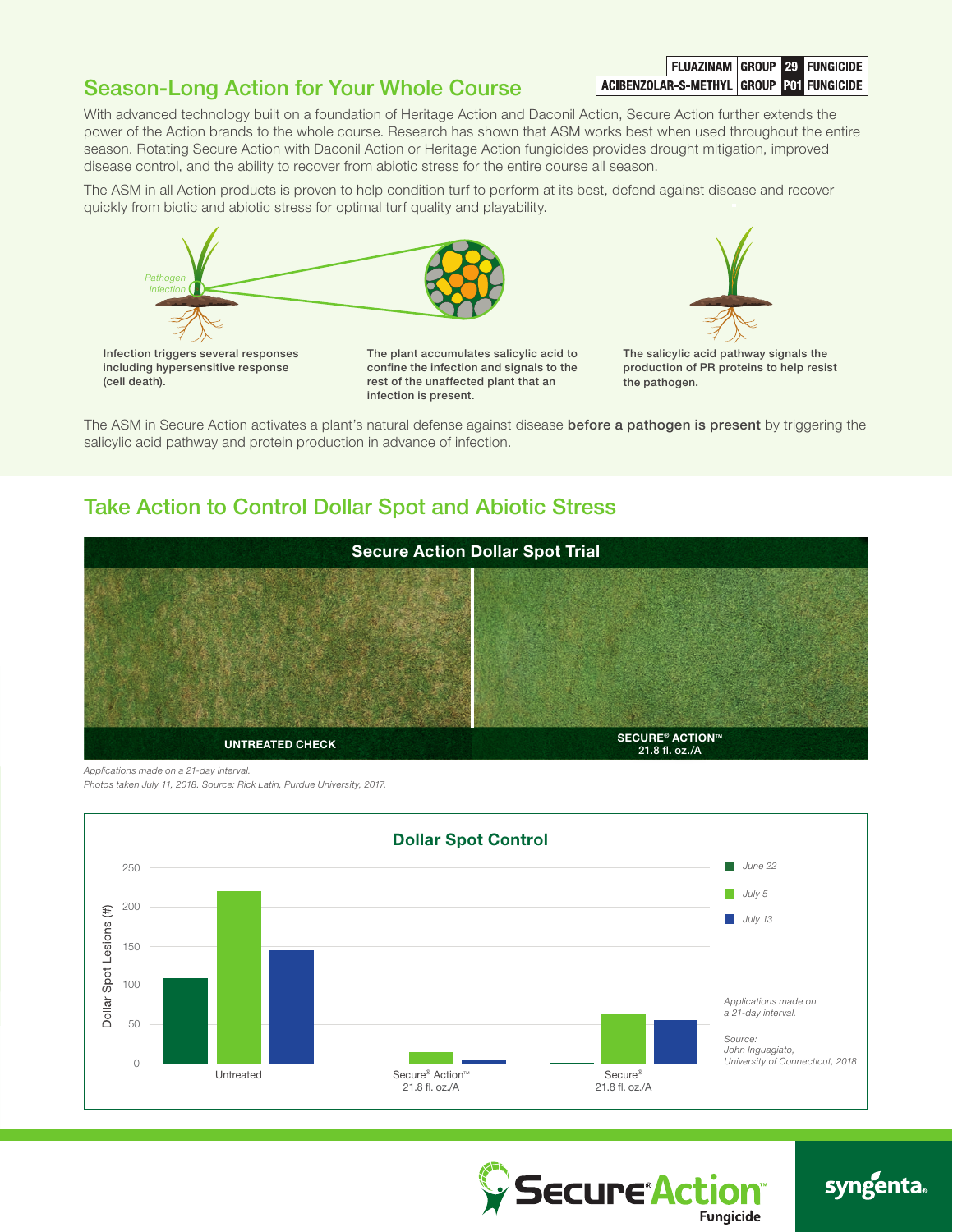## Season-Long Action for Your Whole Course

| FLUAZINAM | GROUP | 29 | FUNGICIDE |
|---|---|---|---|
| ACIBENZOLAR-S-METHYL | GROUP | P01 | FUNGICIDE |

With advanced technology built on a foundation of Heritage Action and Daconil Action, Secure Action further extends the power of the Action brands to the whole course. Research has shown that ASM works best when used throughout the entire season. Rotating Secure Action with Daconil Action or Heritage Action fungicides provides drought mitigation, improved disease control, and the ability to recover from abiotic stress for the entire course all season.

The ASM in all Action products is proven to help condition turf to perform at its best, defend against disease and recover quickly from biotic and abiotic stress for optimal turf quality and playability.

*Pathogen Infection*

Infection triggers several responses including hypersensitive response (cell death).

The plant accumulates salicylic acid to confine the infection and signals to the rest of the unaffected plant that an infection is present.

The salicylic acid pathway signals the production of PR proteins to help resist the pathogen.

The ASM in Secure Action activates a plant's natural defense against disease **before a pathogen is present** by triggering the salicylic acid pathway and protein production in advance of infection.

## Take Action to Control Dollar Spot and Abiotic Stress

**Secure Action Dollar Spot Trial**

UNTREATED CHECK | SECURE® ACTION™ 21.8 fl. oz./A

*Applications made on a 21-day interval.*
*Photos taken July 11, 2018. Source: Rick Latin, Purdue University, 2017.*

**Dollar Spot Control**

Dollar Spot Lesions (#)

| Treatment | June 22 | July 5 | July 13 |
|---|---|---|---|
| Untreated | ~110 | ~220 | ~145 |
| Secure® Action™ 21.8 fl. oz./A | 0 | ~15 | ~6 |
| Secure® 21.8 fl. oz./A | ~2 | ~63 | ~56 |

*Applications made on a 21-day interval.*

*Source: John Inguagiato, University of Connecticut, 2018*

SecureAction™ Fungicide

syngenta.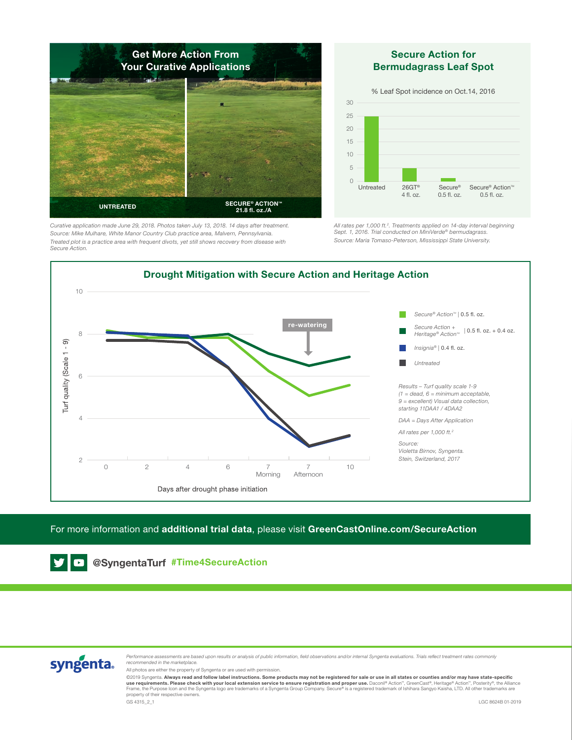## Get More Action From Your Curative Applications

UNTREATED

SECURE® ACTION™
21.8 fl. oz./A

*Curative application made June 29, 2018. Photos taken July 13, 2018. 14 days after treatment.*
*Source: Mike Mulhare, White Manor Country Club practice area, Malvern, Pennsylvania.*
*Treated plot is a practice area with frequent divots, yet still shows recovery from disease with Secure Action.*

## Secure Action for Bermudagrass Leaf Spot

% Leaf Spot incidence on Oct.14, 2016

30
25
20
15
10
5
0

Untreated
26GT® 4 fl. oz.
Secure® 0.5 fl. oz.
Secure® Action™ 0.5 fl. oz.

*All rates per 1,000 ft.². Treatments applied on 14-day interval beginning Sept. 1, 2016. Trial conducted on MiniVerde® bermudagrass.*
*Source: Maria Tomaso-Peterson, Mississippi State University.*

## Drought Mitigation with Secure Action and Heritage Action

Turf quality (Scale 1 - 9)

10
8
6
4
2

0
2
4
6
7 Morning
7 Afternoon
10

Days after drought phase initiation

re-watering

*Secure® Action™* | 0.5 fl. oz.
*Secure Action + Heritage® Action™* | 0.5 fl. oz. + 0.4 oz.
*Insignia®* | 0.4 fl. oz.
*Untreated*

*Results – Turf quality scale 1-9 (1 = dead, 6 = minimum acceptable, 9 = excellent) Visual data collection, starting 11DAA1 / 4DAA2*

*DAA = Days After Application*

*All rates per 1,000 ft.²*

*Source: Violetta Birnov, Syngenta. Stein, Switzerland, 2017*

For more information and **additional trial data**, please visit **GreenCastOnline.com/SecureAction**

**@SyngentaTurf** **#Time4SecureAction**

syngenta.

*Performance assessments are based upon results or analysis of public information, field observations and/or internal Syngenta evaluations. Trials reflect treatment rates commonly recommended in the marketplace.*

All photos are either the property of Syngenta or are used with permission.

©2019 Syngenta. **Always read and follow label instructions. Some products may not be registered for sale or use in all states or counties and/or may have state-specific use requirements. Please check with your local extension service to ensure registration and proper use.** Daconil® Action™, GreenCast®, Heritage® Action™, Posterity®, the Alliance Frame, the Purpose Icon and the Syngenta logo are trademarks of a Syngenta Group Company. Secure® is a registered trademark of Ishihara Sangyo Kaisha, LTD. All other trademarks are property of their respective owners.

GS 4315_2_1

LGC 8624B 01-2019